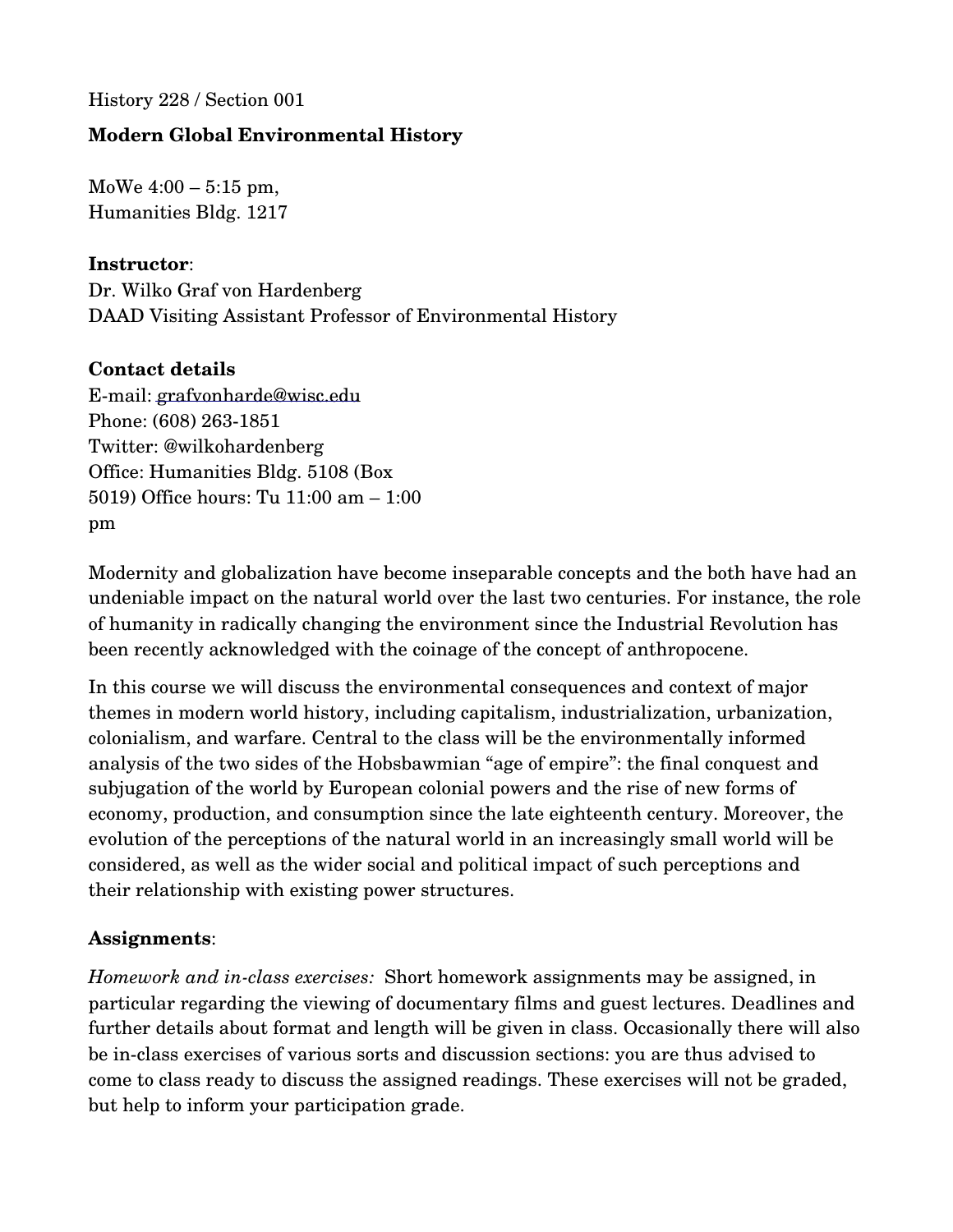History 228 / Section 001

**Modern Global Environmental History**

MoWe 4:00 – 5:15 pm,
Humanities Bldg. 1217

**Instructor**:
Dr. Wilko Graf von Hardenberg
DAAD Visiting Assistant Professor of Environmental History

**Contact details**
E-mail: grafvonharde@wisc.edu
Phone: (608) 263-1851
Twitter: @wilkohardenberg
Office: Humanities Bldg. 5108 (Box 5019) Office hours: Tu 11:00 am – 1:00 pm

Modernity and globalization have become inseparable concepts and the both have had an undeniable impact on the natural world over the last two centuries. For instance, the role of humanity in radically changing the environment since the Industrial Revolution has been recently acknowledged with the coinage of the concept of anthropocene.

In this course we will discuss the environmental consequences and context of major themes in modern world history, including capitalism, industrialization, urbanization, colonialism, and warfare. Central to the class will be the environmentally informed analysis of the two sides of the Hobsbawmian "age of empire": the final conquest and subjugation of the world by European colonial powers and the rise of new forms of economy, production, and consumption since the late eighteenth century. Moreover, the evolution of the perceptions of the natural world in an increasingly small world will be considered, as well as the wider social and political impact of such perceptions and their relationship with existing power structures.

**Assignments**:

*Homework and in-class exercises:* Short homework assignments may be assigned, in particular regarding the viewing of documentary films and guest lectures. Deadlines and further details about format and length will be given in class. Occasionally there will also be in-class exercises of various sorts and discussion sections: you are thus advised to come to class ready to discuss the assigned readings. These exercises will not be graded, but help to inform your participation grade.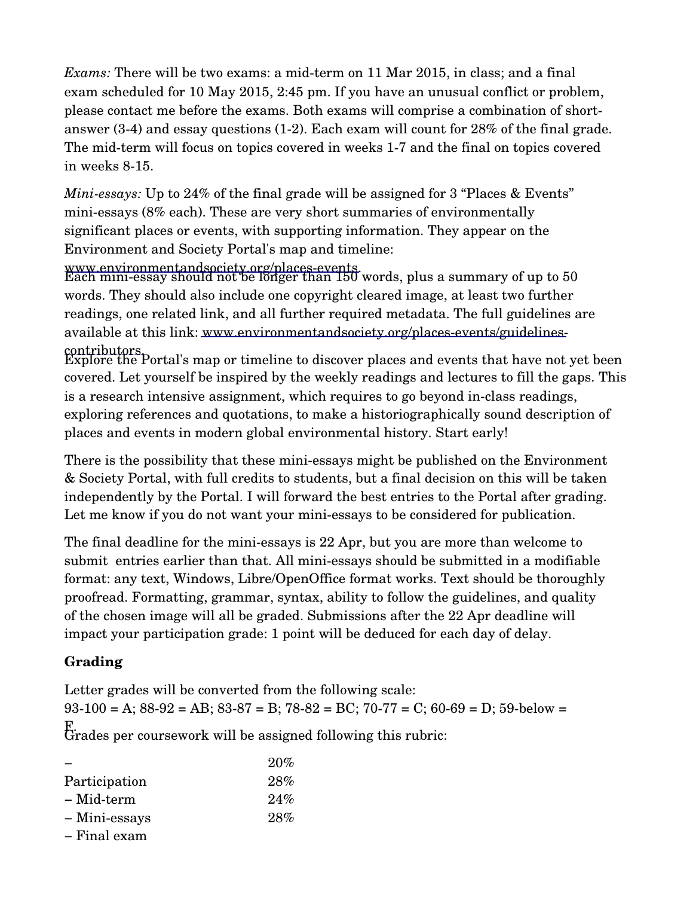*Exams:* There will be two exams: a mid-term on 11 Mar 2015, in class; and a final exam scheduled for 10 May 2015, 2:45 pm. If you have an unusual conflict or problem, please contact me before the exams. Both exams will comprise a combination of short-answer (3-4) and essay questions (1-2). Each exam will count for 28% of the final grade. The mid-term will focus on topics covered in weeks 1-7 and the final on topics covered in weeks 8-15.

*Mini-essays:* Up to 24% of the final grade will be assigned for 3 "Places & Events" mini-essays (8% each). These are very short summaries of environmentally significant places or events, with supporting information. They appear on the Environment and Society Portal's map and timeline: www.environmentandsociety.org/places-events. Each mini-essay should not be longer than 150 words, plus a summary of up to 50 words. They should also include one copyright cleared image, at least two further readings, one related link, and all further required metadata. The full guidelines are available at this link: www.environmentandsociety.org/places-events/guidelines-contributors. Explore the Portal's map or timeline to discover places and events that have not yet been covered. Let yourself be inspired by the weekly readings and lectures to fill the gaps. This is a research intensive assignment, which requires to go beyond in-class readings, exploring references and quotations, to make a historiographically sound description of places and events in modern global environmental history. Start early!

There is the possibility that these mini-essays might be published on the Environment & Society Portal, with full credits to students, but a final decision on this will be taken independently by the Portal. I will forward the best entries to the Portal after grading. Let me know if you do not want your mini-essays to be considered for publication.

The final deadline for the mini-essays is 22 Apr, but you are more than welcome to submit entries earlier than that. All mini-essays should be submitted in a modifiable format: any text, Windows, Libre/OpenOffice format works. Text should be thoroughly proofread. Formatting, grammar, syntax, ability to follow the guidelines, and quality of the chosen image will all be graded. Submissions after the 22 Apr deadline will impact your participation grade: 1 point will be deduced for each day of delay.

**Grading**

Letter grades will be converted from the following scale:
93-100 = A; 88-92 = AB; 83-87 = B; 78-82 = BC; 70-77 = C; 60-69 = D; 59-below = F.

Grades per coursework will be assigned following this rubric:

| | |
|---|---|
| – | 20% |
| Participation | 28% |
| – Mid-term | 24% |
| – Mini-essays | 28% |
| – Final exam | |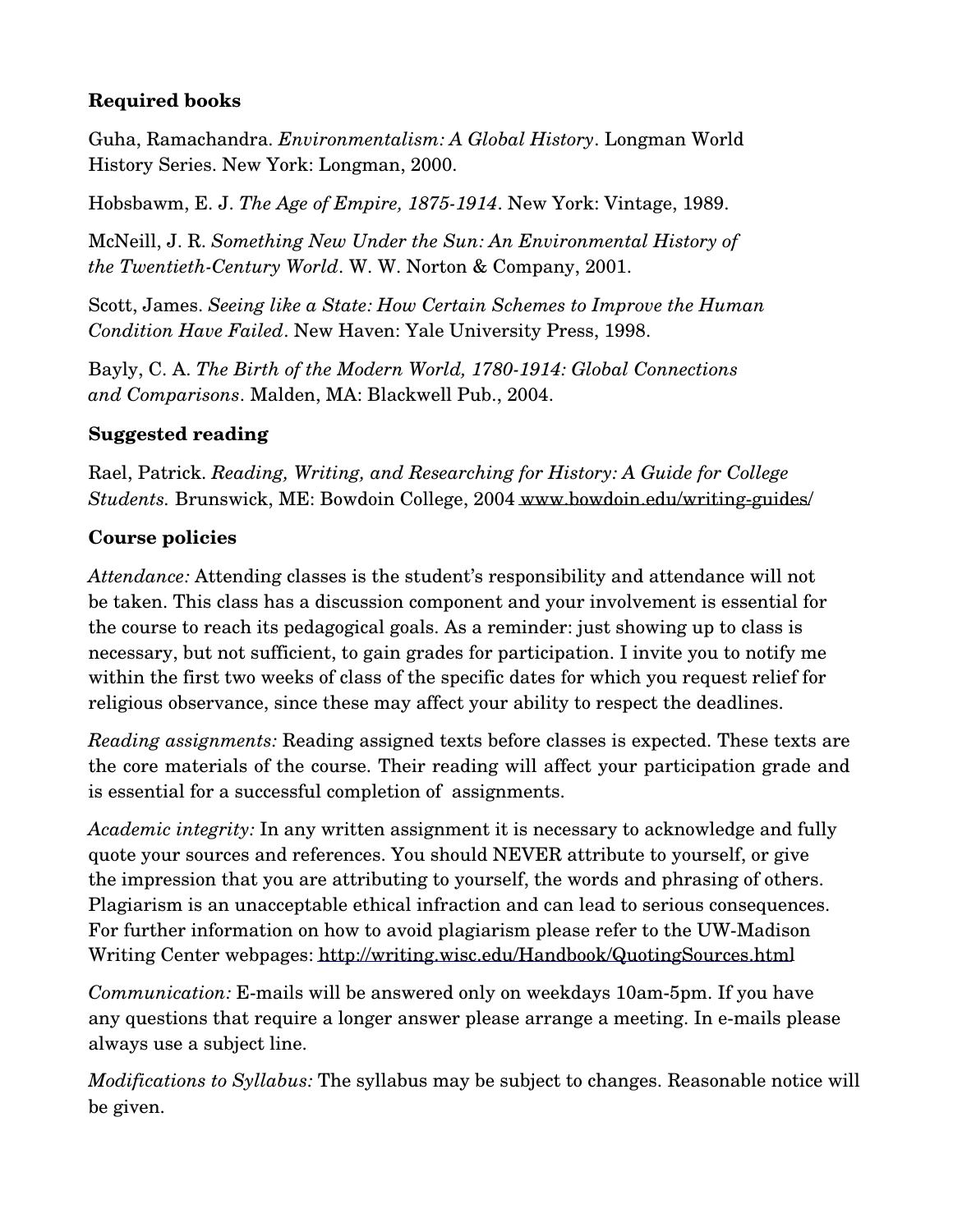**Required books**

Guha, Ramachandra. *Environmentalism: A Global History*. Longman World History Series. New York: Longman, 2000.

Hobsbawm, E. J. *The Age of Empire, 1875-1914*. New York: Vintage, 1989.

McNeill, J. R. *Something New Under the Sun: An Environmental History of the Twentieth-Century World*. W. W. Norton & Company, 2001.

Scott, James. *Seeing like a State: How Certain Schemes to Improve the Human Condition Have Failed*. New Haven: Yale University Press, 1998.

Bayly, C. A. *The Birth of the Modern World, 1780-1914: Global Connections and Comparisons*. Malden, MA: Blackwell Pub., 2004.

**Suggested reading**

Rael, Patrick. *Reading, Writing, and Researching for History: A Guide for College Students.* Brunswick, ME: Bowdoin College, 2004 www.bowdoin.edu/writing-guides/

**Course policies**

*Attendance:* Attending classes is the student's responsibility and attendance will not be taken. This class has a discussion component and your involvement is essential for the course to reach its pedagogical goals. As a reminder: just showing up to class is necessary, but not sufficient, to gain grades for participation. I invite you to notify me within the first two weeks of class of the specific dates for which you request relief for religious observance, since these may affect your ability to respect the deadlines.

*Reading assignments:* Reading assigned texts before classes is expected. These texts are the core materials of the course. Their reading will affect your participation grade and is essential for a successful completion of assignments.

*Academic integrity:* In any written assignment it is necessary to acknowledge and fully quote your sources and references. You should NEVER attribute to yourself, or give the impression that you are attributing to yourself, the words and phrasing of others. Plagiarism is an unacceptable ethical infraction and can lead to serious consequences. For further information on how to avoid plagiarism please refer to the UW-Madison Writing Center webpages: http://writing.wisc.edu/Handbook/QuotingSources.html

*Communication:* E-mails will be answered only on weekdays 10am-5pm. If you have any questions that require a longer answer please arrange a meeting. In e-mails please always use a subject line.

*Modifications to Syllabus:* The syllabus may be subject to changes. Reasonable notice will be given.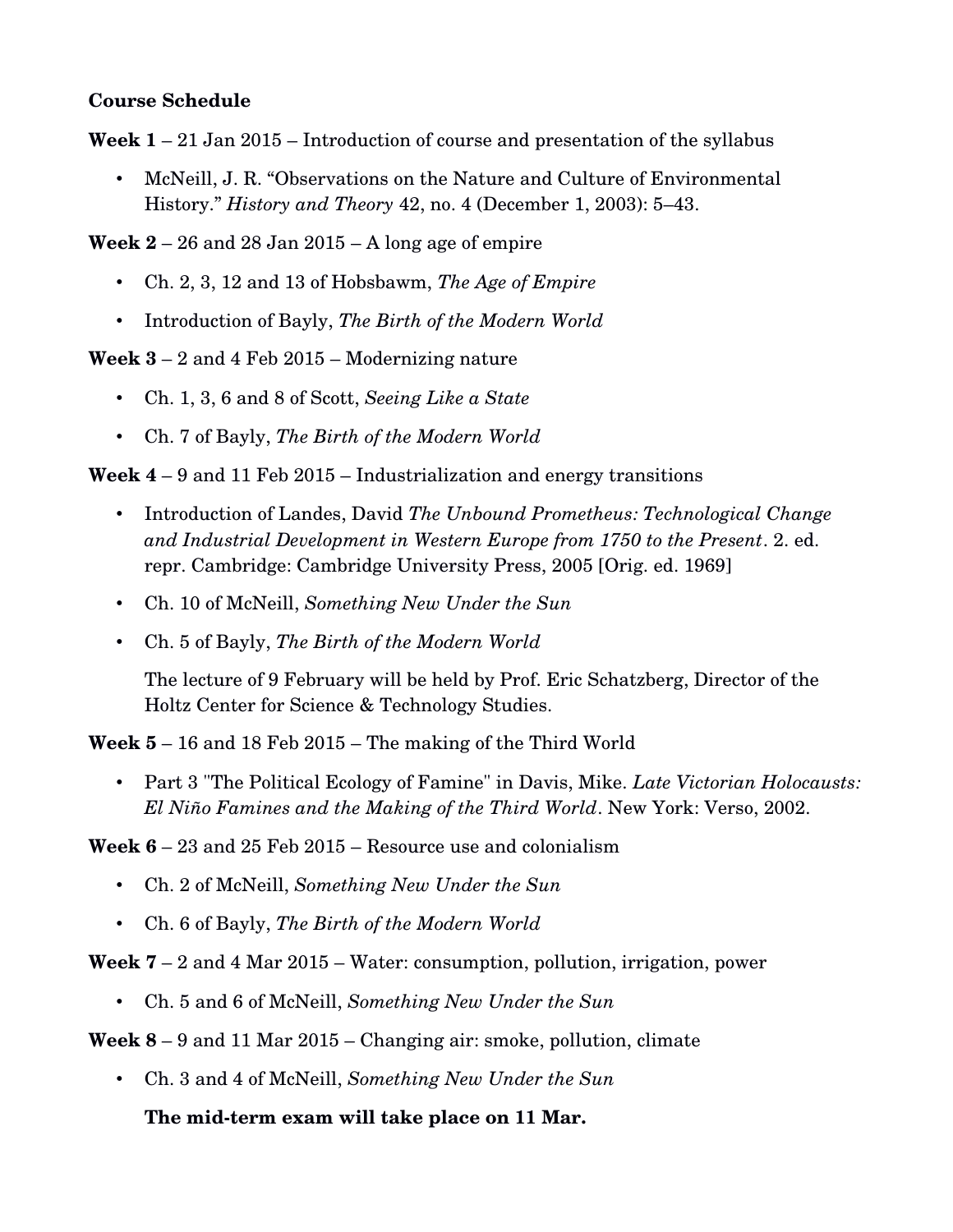**Course Schedule**

**Week 1** – 21 Jan 2015 – Introduction of course and presentation of the syllabus

- McNeill, J. R. "Observations on the Nature and Culture of Environmental History." *History and Theory* 42, no. 4 (December 1, 2003): 5–43.

**Week 2** – 26 and 28 Jan 2015 – A long age of empire

- Ch. 2, 3, 12 and 13 of Hobsbawm, *The Age of Empire*
- Introduction of Bayly, *The Birth of the Modern World*

**Week 3** – 2 and 4 Feb 2015 – Modernizing nature

- Ch. 1, 3, 6 and 8 of Scott, *Seeing Like a State*
- Ch. 7 of Bayly, *The Birth of the Modern World*

**Week 4** – 9 and 11 Feb 2015 – Industrialization and energy transitions

- Introduction of Landes, David *The Unbound Prometheus: Technological Change and Industrial Development in Western Europe from 1750 to the Present*. 2. ed. repr. Cambridge: Cambridge University Press, 2005 [Orig. ed. 1969]
- Ch. 10 of McNeill, *Something New Under the Sun*
- Ch. 5 of Bayly, *The Birth of the Modern World*

  The lecture of 9 February will be held by Prof. Eric Schatzberg, Director of the Holtz Center for Science & Technology Studies.

**Week 5** – 16 and 18 Feb 2015 – The making of the Third World

- Part 3 "The Political Ecology of Famine" in Davis, Mike. *Late Victorian Holocausts: El Niño Famines and the Making of the Third World*. New York: Verso, 2002.

**Week 6** – 23 and 25 Feb 2015 – Resource use and colonialism

- Ch. 2 of McNeill, *Something New Under the Sun*
- Ch. 6 of Bayly, *The Birth of the Modern World*

**Week 7** – 2 and 4 Mar 2015 – Water: consumption, pollution, irrigation, power

- Ch. 5 and 6 of McNeill, *Something New Under the Sun*

**Week 8** – 9 and 11 Mar 2015 – Changing air: smoke, pollution, climate

- Ch. 3 and 4 of McNeill, *Something New Under the Sun*

  **The mid-term exam will take place on 11 Mar.**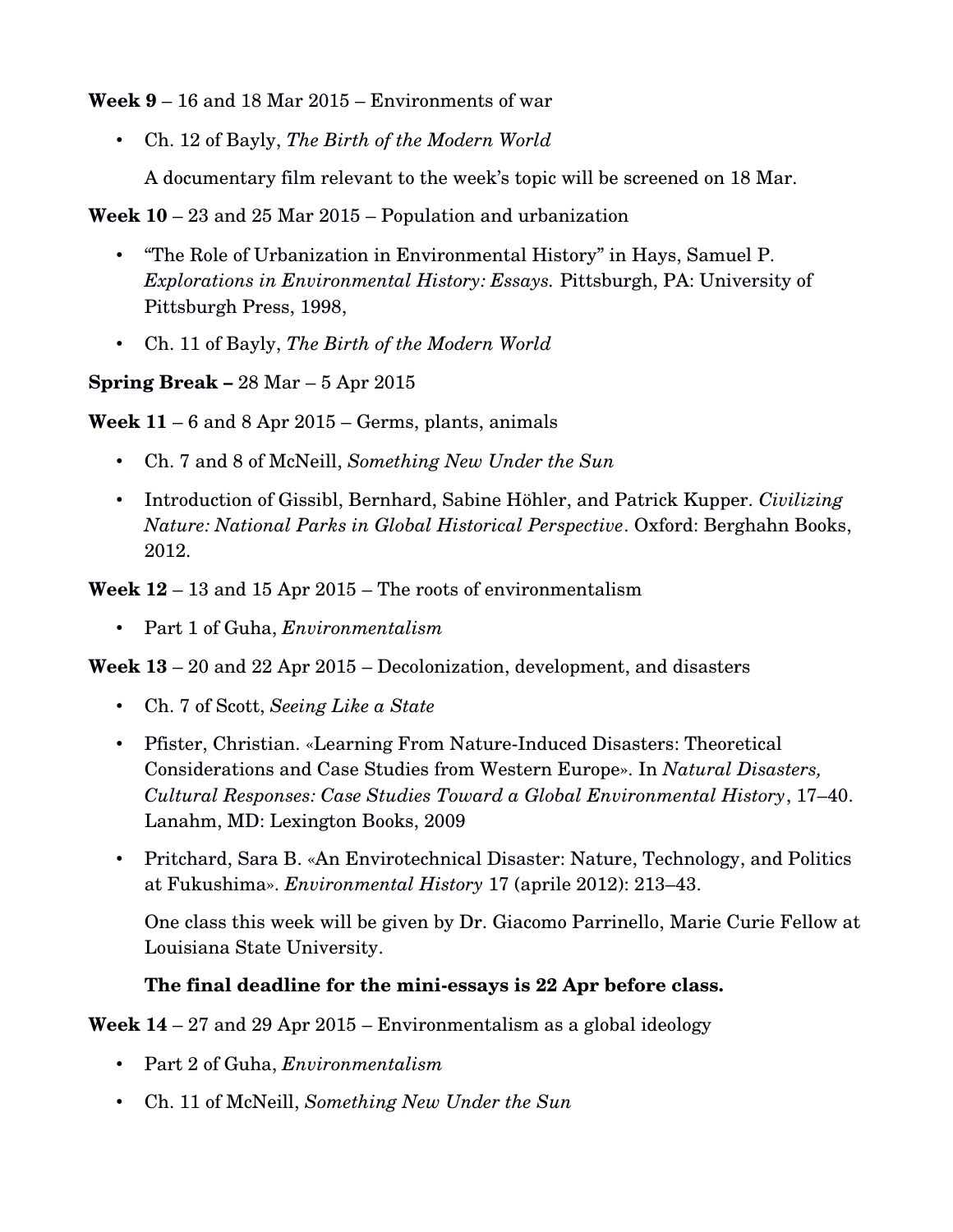**Week 9** – 16 and 18 Mar 2015 – Environments of war

- Ch. 12 of Bayly, *The Birth of the Modern World*

  A documentary film relevant to the week's topic will be screened on 18 Mar.

**Week 10** – 23 and 25 Mar 2015 – Population and urbanization

- "The Role of Urbanization in Environmental History" in Hays, Samuel P. *Explorations in Environmental History: Essays.* Pittsburgh, PA: University of Pittsburgh Press, 1998,
- Ch. 11 of Bayly, *The Birth of the Modern World*

**Spring Break –** 28 Mar – 5 Apr 2015

**Week 11** – 6 and 8 Apr 2015 – Germs, plants, animals

- Ch. 7 and 8 of McNeill, *Something New Under the Sun*
- Introduction of Gissibl, Bernhard, Sabine Höhler, and Patrick Kupper. *Civilizing Nature: National Parks in Global Historical Perspective*. Oxford: Berghahn Books, 2012.

**Week 12** – 13 and 15 Apr 2015 – The roots of environmentalism

- Part 1 of Guha, *Environmentalism*

**Week 13** – 20 and 22 Apr 2015 – Decolonization, development, and disasters

- Ch. 7 of Scott, *Seeing Like a State*
- Pfister, Christian. «Learning From Nature-Induced Disasters: Theoretical Considerations and Case Studies from Western Europe». In *Natural Disasters, Cultural Responses: Case Studies Toward a Global Environmental History*, 17–40. Lanahm, MD: Lexington Books, 2009
- Pritchard, Sara B. «An Envirotechnical Disaster: Nature, Technology, and Politics at Fukushima». *Environmental History* 17 (aprile 2012): 213–43.

  One class this week will be given by Dr. Giacomo Parrinello, Marie Curie Fellow at Louisiana State University.

  **The final deadline for the mini-essays is 22 Apr before class.**

**Week 14** – 27 and 29 Apr 2015 – Environmentalism as a global ideology

- Part 2 of Guha, *Environmentalism*
- Ch. 11 of McNeill, *Something New Under the Sun*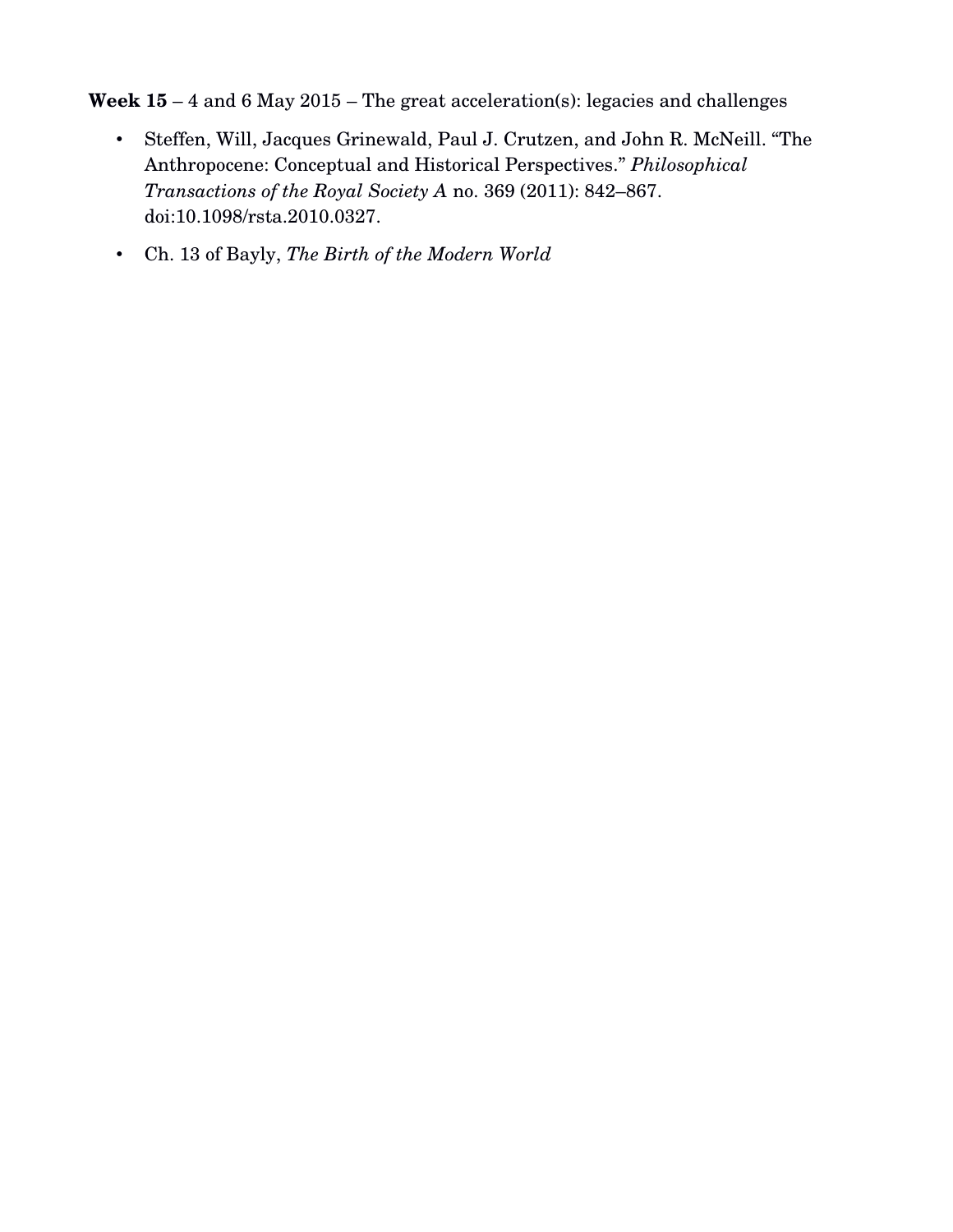**Week 15** – 4 and 6 May 2015 – The great acceleration(s): legacies and challenges

- Steffen, Will, Jacques Grinewald, Paul J. Crutzen, and John R. McNeill. "The Anthropocene: Conceptual and Historical Perspectives." *Philosophical Transactions of the Royal Society A* no. 369 (2011): 842–867. doi:10.1098/rsta.2010.0327.
- Ch. 13 of Bayly, *The Birth of the Modern World*